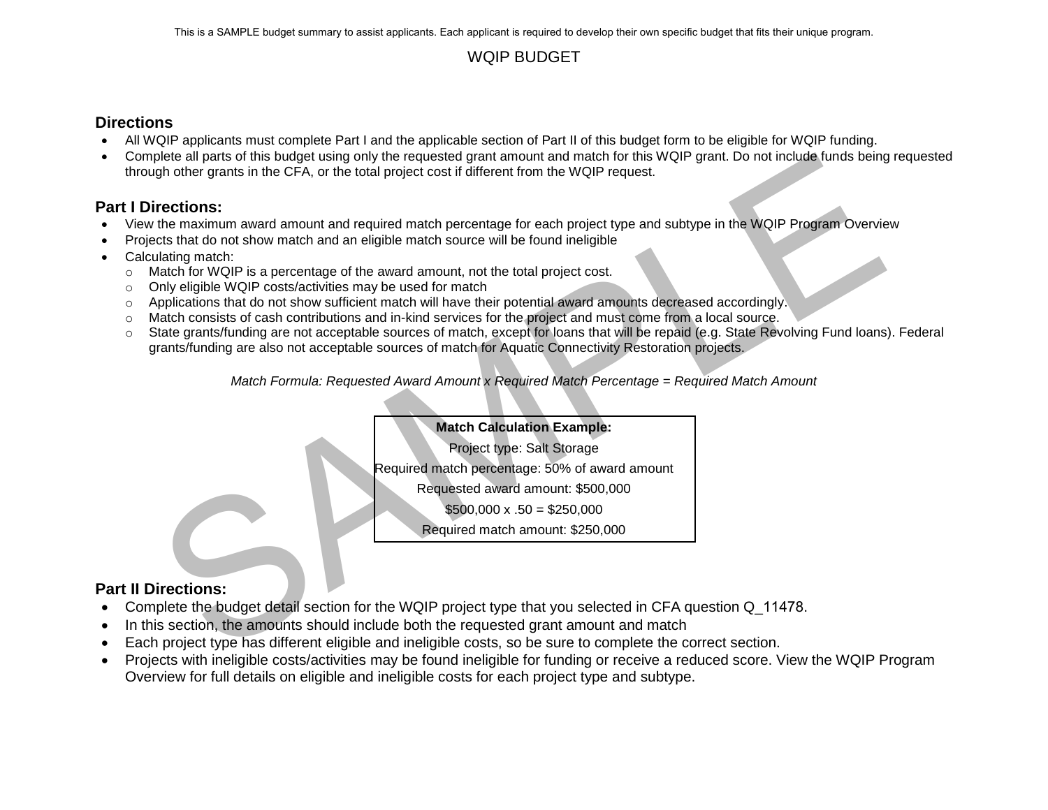This is a SAMPLE budget summary to assist applicants. Each applicant is required to develop their own specific budget that fits their unique program.

# WQIP BUDGET

## Directions

- All WQIP applicants must complete Part I and the applicable section of Part II of this budget form to be eligible for WQIP funding.
- Complete all parts of this budget using only the requested grant amount and match for this WQIP grant. Do not include funds being requested through other grants in the CFA, or the total project cost if different from the WQIP request.

## Part I Directions:

- View the maximum award amount and required match percentage for each project type and subtype in the WQIP Program Overview
- Projects that do not show match and an eligible match source will be found ineligible
- Calculating match:
  - Match for WQIP is a percentage of the award amount, not the total project cost.
  - Only eligible WQIP costs/activities may be used for match
  - Applications that do not show sufficient match will have their potential award amounts decreased accordingly.
  - Match consists of cash contributions and in-kind services for the project and must come from a local source.
  - State grants/funding are not acceptable sources of match, except for loans that will be repaid (e.g. State Revolving Fund loans). Federal grants/funding are also not acceptable sources of match for Aquatic Connectivity Restoration projects.

*Match Formula: Requested Award Amount x Required Match Percentage = Required Match Amount*

| **Match Calculation Example:** |
|---|
| Project type: Salt Storage |
| Required match percentage: 50% of award amount |
| Requested award amount: $500,000 |
| $500,000 x .50 = $250,000 |
| Required match amount: $250,000 |

## Part II Directions:

- Complete the budget detail section for the WQIP project type that you selected in CFA question Q_11478.
- In this section, the amounts should include both the requested grant amount and match
- Each project type has different eligible and ineligible costs, so be sure to complete the correct section.
- Projects with ineligible costs/activities may be found ineligible for funding or receive a reduced score. View the WQIP Program Overview for full details on eligible and ineligible costs for each project type and subtype.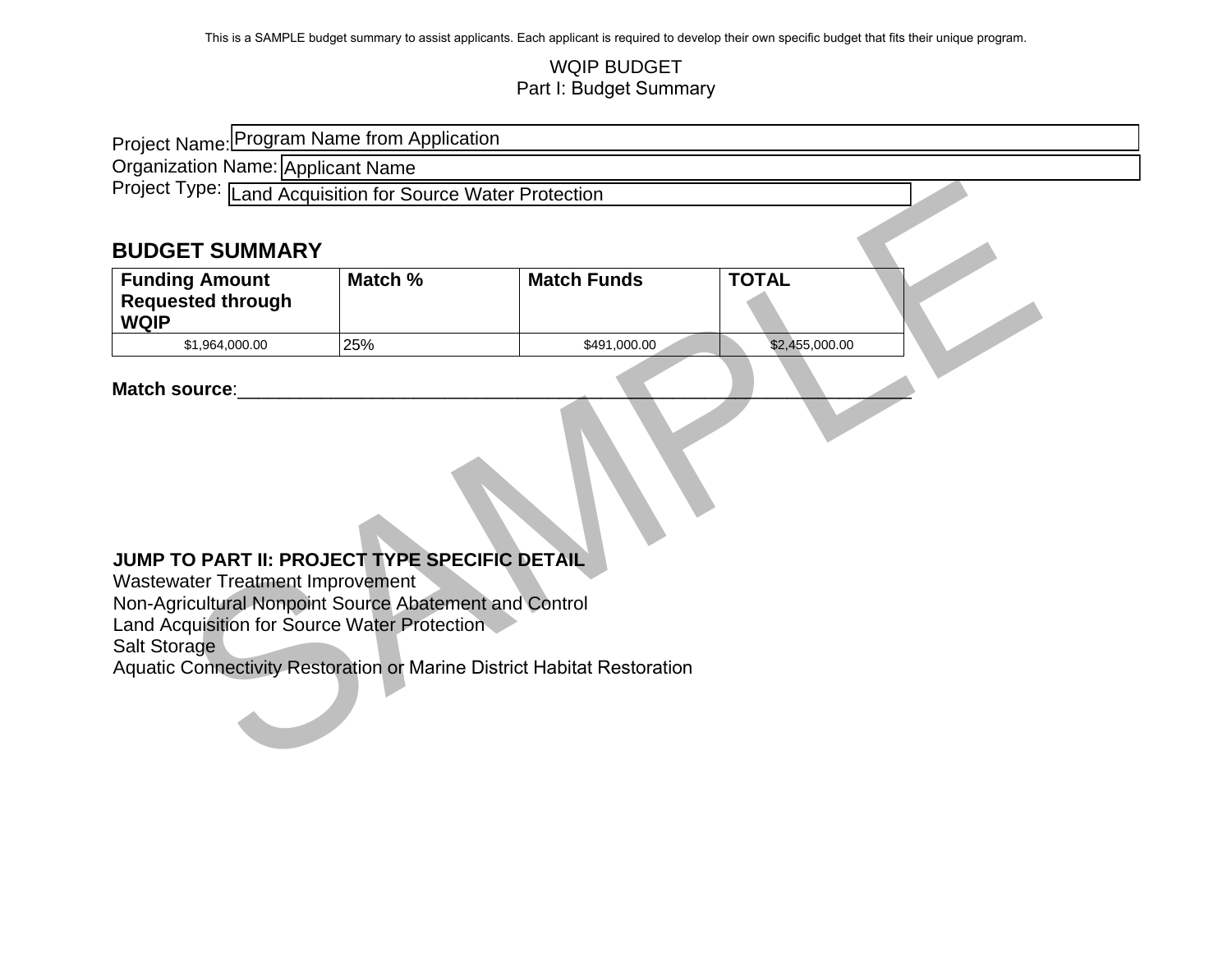This is a SAMPLE budget summary to assist applicants. Each applicant is required to develop their own specific budget that fits their unique program.

WQIP BUDGET
Part I: Budget Summary

Project Name: Program Name from Application

Organization Name: Applicant Name

Project Type: Land Acquisition for Source Water Protection

## BUDGET SUMMARY

| Funding Amount Requested through WQIP | Match % | Match Funds | TOTAL |
|---|---|---|---|
| $1,964,000.00 | 25% | $491,000.00 | $2,455,000.00 |

**Match source**:_______________________________________________________________

**JUMP TO PART II: PROJECT TYPE SPECIFIC DETAIL**

Wastewater Treatment Improvement
Non-Agricultural Nonpoint Source Abatement and Control
Land Acquisition for Source Water Protection
Salt Storage
Aquatic Connectivity Restoration or Marine District Habitat Restoration

SAMPLE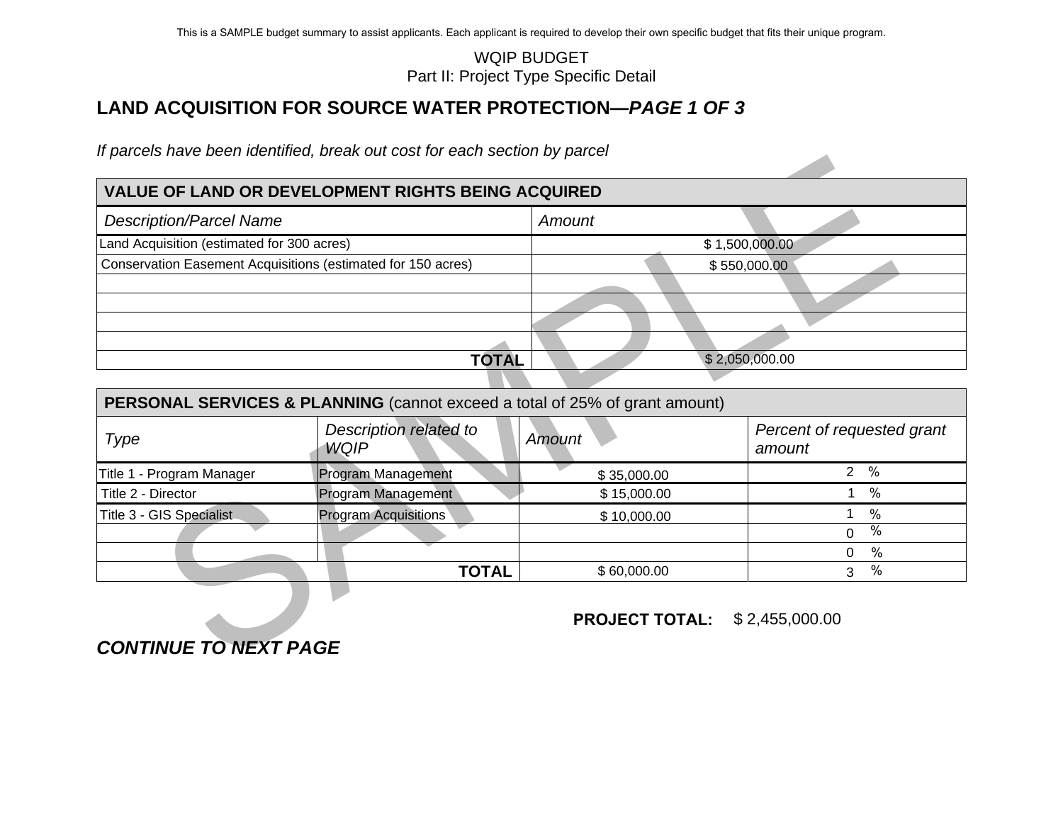This is a SAMPLE budget summary to assist applicants. Each applicant is required to develop their own specific budget that fits their unique program.

WQIP BUDGET
Part II: Project Type Specific Detail

## LAND ACQUISITION FOR SOURCE WATER PROTECTION—*PAGE 1 OF 3*

*If parcels have been identified, break out cost for each section by parcel*

| **VALUE OF LAND OR DEVELOPMENT RIGHTS BEING ACQUIRED** | |
|---|---|
| *Description/Parcel Name* | *Amount* |
| Land Acquisition (estimated for 300 acres) | $ 1,500,000.00 |
| Conservation Easement Acquisitions (estimated for 150 acres) | $ 550,000.00 |
| | |
| | |
| | |
| | |
| **TOTAL** | $ 2,050,000.00 |

| **PERSONAL SERVICES & PLANNING** (cannot exceed a total of 25% of grant amount) | | | |
|---|---|---|---|
| *Type* | *Description related to WQIP* | *Amount* | *Percent of requested grant amount* |
| Title 1 - Program Manager | Program Management | $ 35,000.00 | 2 % |
| Title 2 - Director | Program Management | $ 15,000.00 | 1 % |
| Title 3 - GIS Specialist | Program Acquisitions | $ 10,000.00 | 1 % |
| | | | 0 % |
| | | | 0 % |
| **TOTAL** | | $ 60,000.00 | 3 % |

**PROJECT TOTAL:** $ 2,455,000.00

***CONTINUE TO NEXT PAGE***

SAMPLE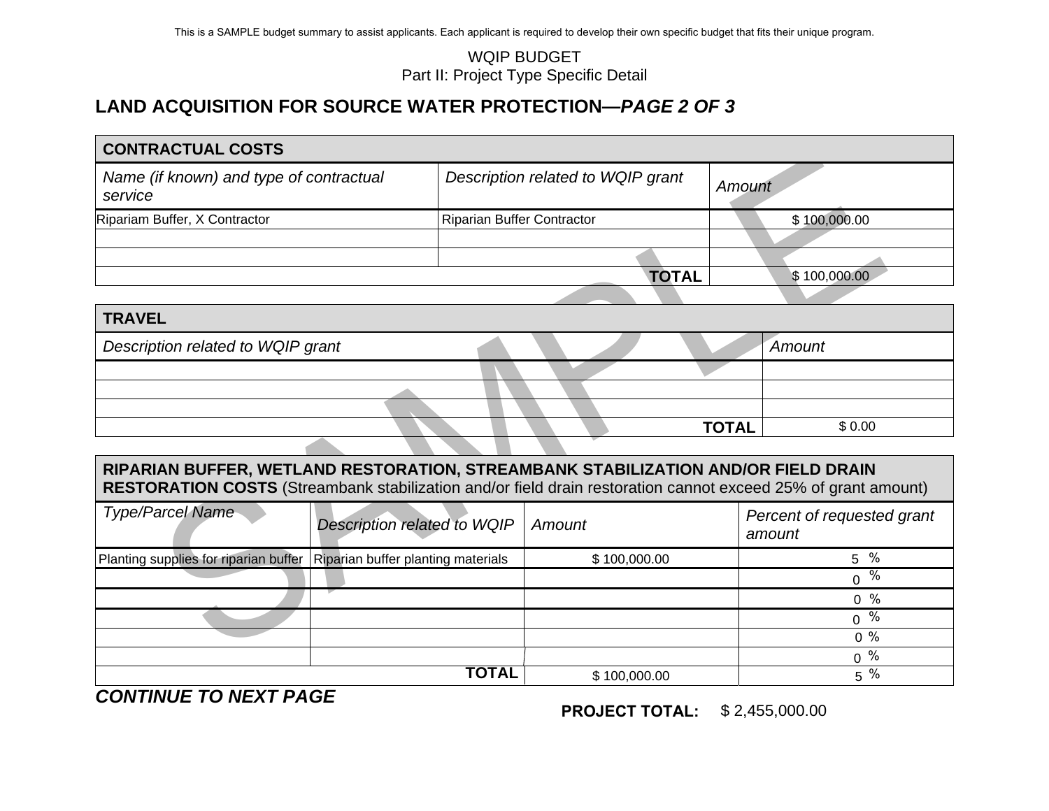This is a SAMPLE budget summary to assist applicants. Each applicant is required to develop their own specific budget that fits their unique program.

WQIP BUDGET
Part II: Project Type Specific Detail

## LAND ACQUISITION FOR SOURCE WATER PROTECTION—*PAGE 2 OF 3*

| **CONTRACTUAL COSTS** | | |
|---|---|---|
| *Name (if known) and type of contractual service* | *Description related to WQIP grant* | *Amount* |
| Ripariam Buffer, X Contractor | Riparian Buffer Contractor | $ 100,000.00 |
| | | |
| | | |
| | **TOTAL** | $ 100,000.00 |

| **TRAVEL** | |
|---|---|
| *Description related to WQIP grant* | *Amount* |
| | |
| | |
| | |
| **TOTAL** | $ 0.00 |

| **RIPARIAN BUFFER, WETLAND RESTORATION, STREAMBANK STABILIZATION AND/OR FIELD DRAIN RESTORATION COSTS** (Streambank stabilization and/or field drain restoration cannot exceed 25% of grant amount) | | | |
|---|---|---|---|
| *Type/Parcel Name* | *Description related to WQIP* | *Amount* | *Percent of requested grant amount* |
| Planting supplies for riparian buffer | Riparian buffer planting materials | $ 100,000.00 | 5 % |
| | | | 0 % |
| | | | 0 % |
| | | | 0 % |
| | | | 0 % |
| | | | 0 % |
| | **TOTAL** | $ 100,000.00 | 5 % |

***CONTINUE TO NEXT PAGE***

**PROJECT TOTAL:** $ 2,455,000.00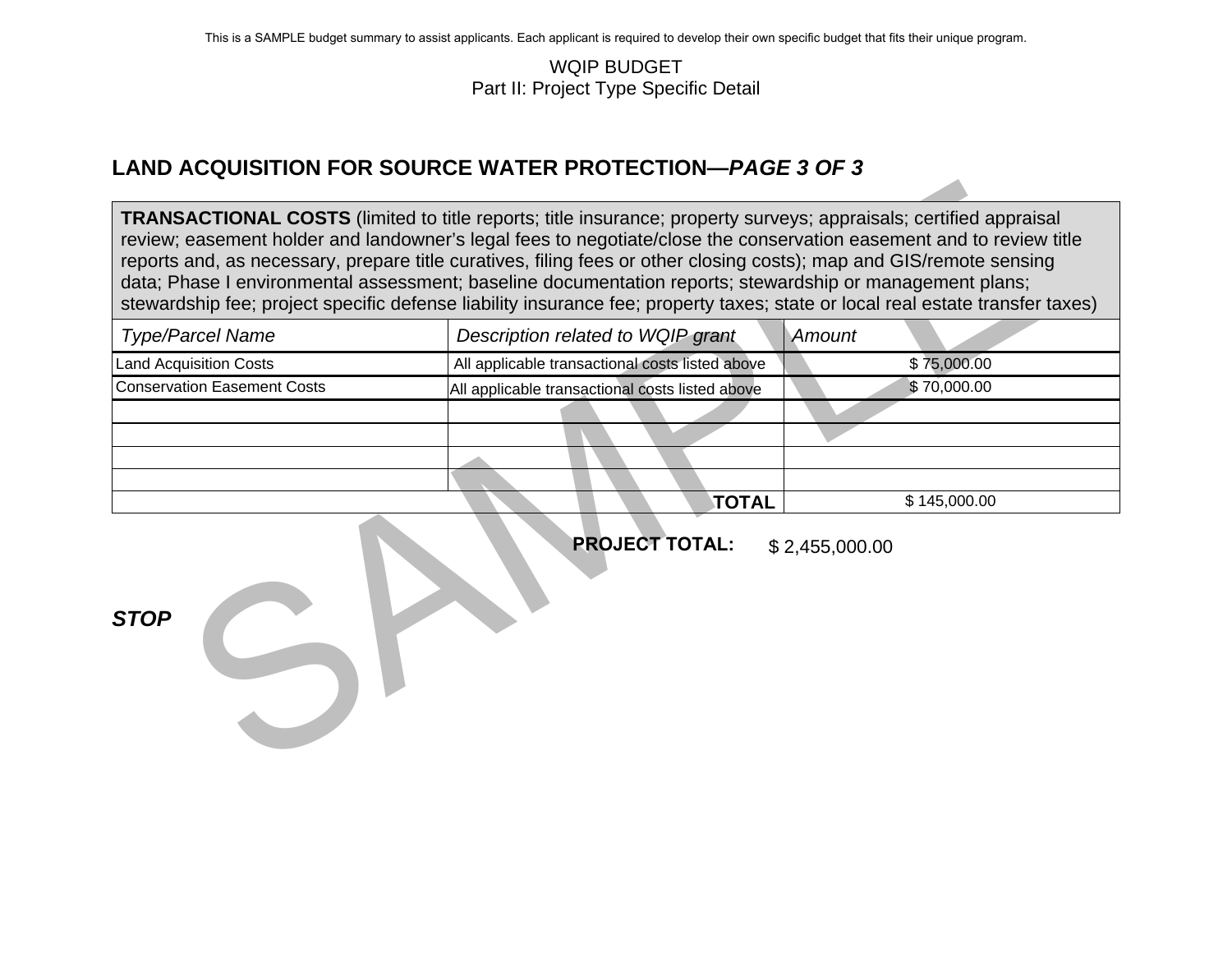This is a SAMPLE budget summary to assist applicants. Each applicant is required to develop their own specific budget that fits their unique program.

WQIP BUDGET
Part II: Project Type Specific Detail

## LAND ACQUISITION FOR SOURCE WATER PROTECTION—*PAGE 3 OF 3*

| **TRANSACTIONAL COSTS** (limited to title reports; title insurance; property surveys; appraisals; certified appraisal review; easement holder and landowner's legal fees to negotiate/close the conservation easement and to review title reports and, as necessary, prepare title curatives, filing fees or other closing costs); map and GIS/remote sensing data; Phase I environmental assessment; baseline documentation reports; stewardship or management plans; stewardship fee; project specific defense liability insurance fee; property taxes; state or local real estate transfer taxes) | | |
|---|---|---|
| *Type/Parcel Name* | *Description related to WQIP grant* | *Amount* |
| Land Acquisition Costs | All applicable transactional costs listed above | $ 75,000.00 |
| Conservation Easement Costs | All applicable transactional costs listed above | $ 70,000.00 |
| | | |
| | | |
| | | |
| | | |
| | **TOTAL** | $ 145,000.00 |

**PROJECT TOTAL:** $ 2,455,000.00

***STOP***

SAMPLE